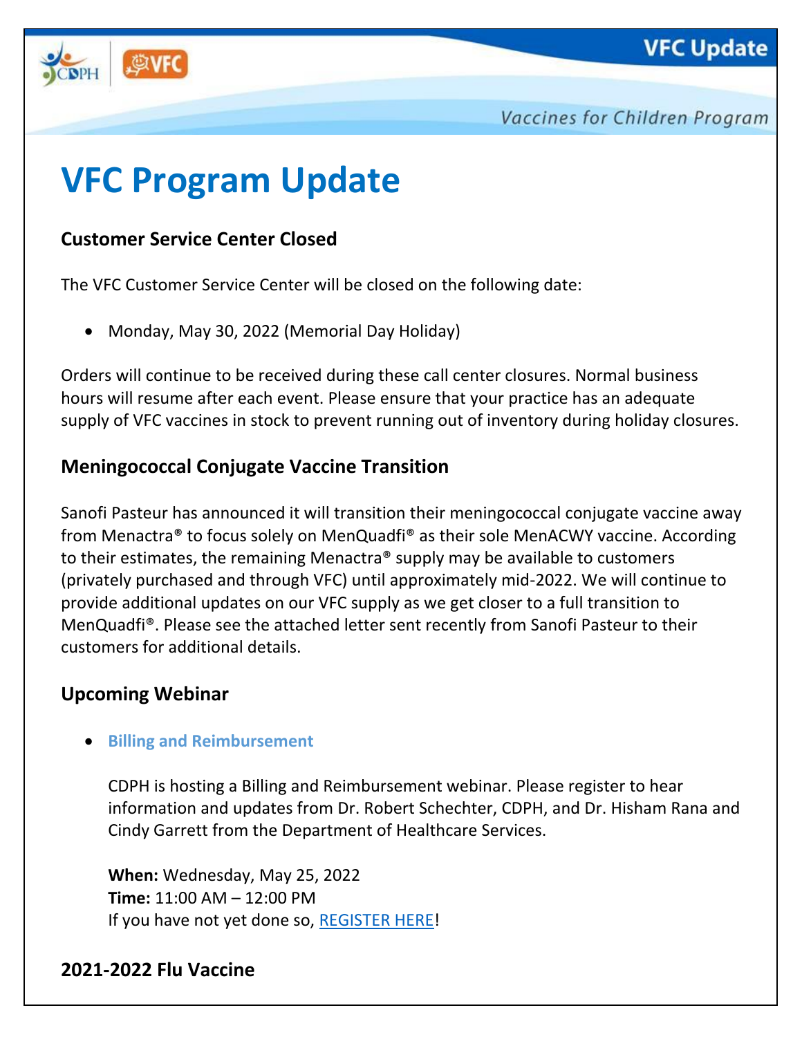# VFC Program Update

### Customer Service Center Closed

The VFC Customer Service Center will be closed on the following date:

- Monday, May 30, 2022 (Memorial Day Holiday)

Orders will continue to be received during these call center closures. Normal business hours will resume after each event. Please ensure that your practice has an adequate supply of VFC vaccines in stock to prevent running out of inventory during holiday closures.

### Meningococcal Conjugate Vaccine Transition

Sanofi Pasteur has announced it will transition their meningococcal conjugate vaccine away from Menactra® to focus solely on MenQuadfi® as their sole MenACWY vaccine. According to their estimates, the remaining Menactra® supply may be available to customers (privately purchased and through VFC) until approximately mid-2022. We will continue to provide additional updates on our VFC supply as we get closer to a full transition to MenQuadfi®. Please see the attached letter sent recently from Sanofi Pasteur to their customers for additional details.

### Upcoming Webinar

- **Billing and Reimbursement**

  CDPH is hosting a Billing and Reimbursement webinar. Please register to hear information and updates from Dr. Robert Schechter, CDPH, and Dr. Hisham Rana and Cindy Garrett from the Department of Healthcare Services.

  **When:** Wednesday, May 25, 2022
  **Time:** 11:00 AM – 12:00 PM
  If you have not yet done so, REGISTER HERE!

### 2021-2022 Flu Vaccine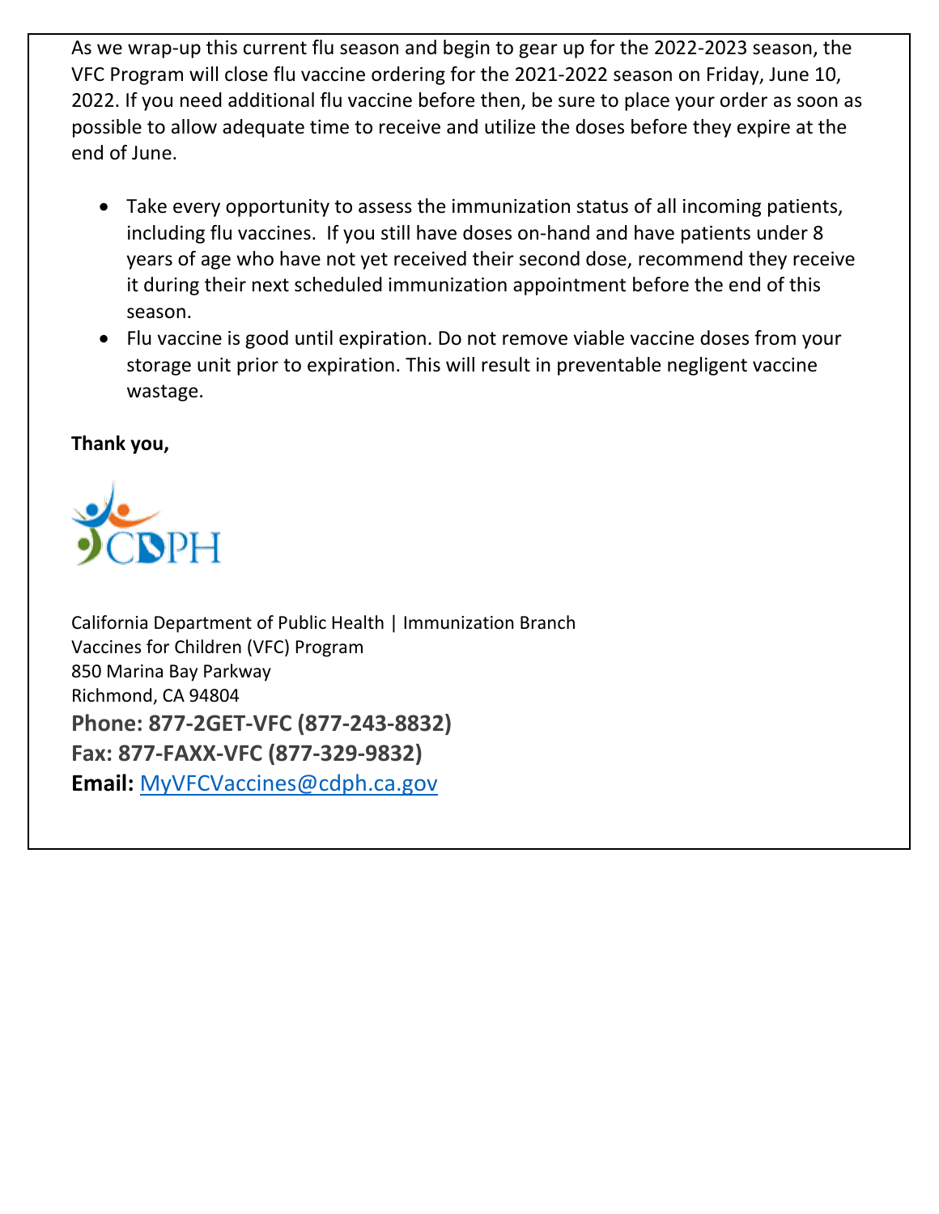As we wrap-up this current flu season and begin to gear up for the 2022-2023 season, the VFC Program will close flu vaccine ordering for the 2021-2022 season on Friday, June 10, 2022. If you need additional flu vaccine before then, be sure to place your order as soon as possible to allow adequate time to receive and utilize the doses before they expire at the end of June.

- Take every opportunity to assess the immunization status of all incoming patients, including flu vaccines. If you still have doses on-hand and have patients under 8 years of age who have not yet received their second dose, recommend they receive it during their next scheduled immunization appointment before the end of this season.
- Flu vaccine is good until expiration. Do not remove viable vaccine doses from your storage unit prior to expiration. This will result in preventable negligent vaccine wastage.

**Thank you,**

CDPH

California Department of Public Health | Immunization Branch
Vaccines for Children (VFC) Program
850 Marina Bay Parkway
Richmond, CA 94804
**Phone: 877-2GET-VFC (877-243-8832)**
**Fax: 877-FAXX-VFC (877-329-9832)**
**Email:** MyVFCVaccines@cdph.ca.gov